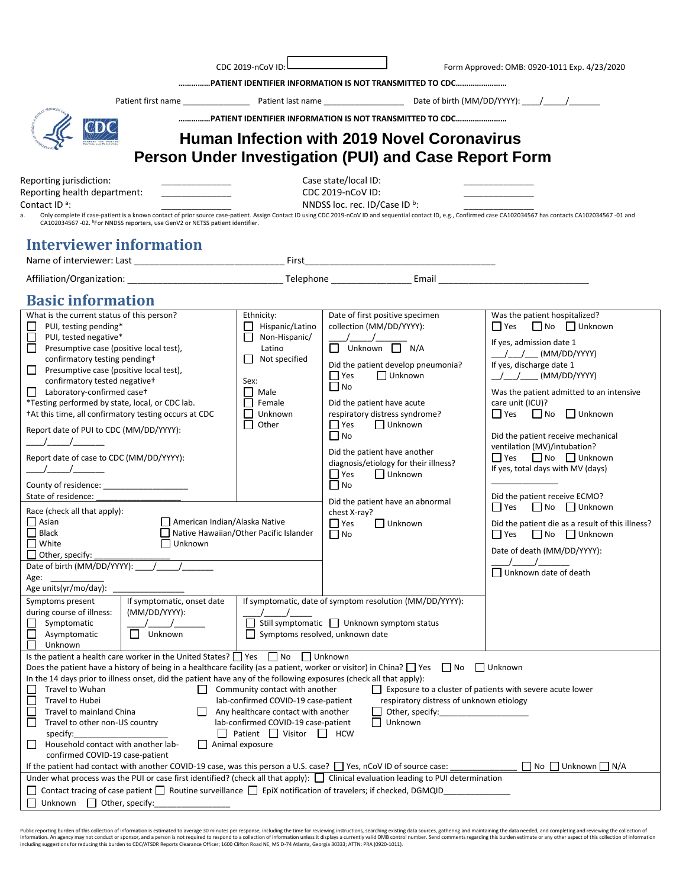CDC 2019-nCoV ID: Form Approved: OMB: 0920-1011 Exp. 4/23/2020

……………PATIENT IDENTIFIER INFORMATION IS NOT TRANSMITTED TO CDC……………………

Patient first name _______________ Patient last name _________________ Date of birth (MM/DD/YYYY): ____/_____/_______

……………PATIENT IDENTIFIER INFORMATION IS NOT TRANSMITTED TO CDC……………………

# Human Infection with 2019 Novel Coronavirus Person Under Investigation (PUI) and Case Report Form

Reporting jurisdiction: ______________

Reporting health department: ______________

Contact ID [a]: ______________

Case state/local ID: ______________

CDC 2019-nCoV ID: ______________

NNDSS loc. rec. ID/Case ID [b]: ______________

a. Only complete if case-patient is a known contact of prior source case-patient. Assign Contact ID using CDC 2019-nCoV ID and sequential contact ID, e.g., Confirmed case CA102034567 has contacts CA102034567 -01 and CA102034567 -02. [b]For NNDSS reporters, use GenV2 or NETSS patient identifier.

## Interviewer information

Name of interviewer: Last _____________________________ First_______________________________________

Affiliation/Organization: ______________________________ Telephone ________________ Email ______________________________

## Basic information

What is the current status of this person?
- ☐ PUI, testing pending*
- ☐ PUI, tested negative*
- ☐ Presumptive case (positive local test), confirmatory testing pending†
- ☐ Presumptive case (positive local test), confirmatory tested negative†
- ☐ Laboratory-confirmed case†

*Testing performed by state, local, or CDC lab.
†At this time, all confirmatory testing occurs at CDC

Report date of PUI to CDC (MM/DD/YYYY): ____/_____/_______

Report date of case to CDC (MM/DD/YYYY): ____/_____/_______

County of residence: ___________________

State of residence: ___________________

Ethnicity:
- ☐ Hispanic/Latino
- ☐ Non-Hispanic/ Latino
- ☐ Not specified

Sex:
- ☐ Male
- ☐ Female
- ☐ Unknown
- ☐ Other

Race (check all that apply):
- ☐ Asian
- ☐ Black
- ☐ White
- ☐ Other, specify: _______________
- ☐ American Indian/Alaska Native
- ☐ Native Hawaiian/Other Pacific Islander
- ☐ Unknown

Date of birth (MM/DD/YYYY): ____/_____/_______

Age: ___________

Age units(yr/mo/day): _______________

Date of first positive specimen collection (MM/DD/YYYY): ____/_____/_______ ☐ Unknown ☐ N/A

Did the patient develop pneumonia? ☐ Yes ☐ Unknown ☐ No

Did the patient have acute respiratory distress syndrome? ☐ Yes ☐ Unknown ☐ No

Did the patient have another diagnosis/etiology for their illness? ☐ Yes ☐ Unknown ☐ No

Did the patient have an abnormal chest X-ray? ☐ Yes ☐ Unknown ☐ No

Was the patient hospitalized? ☐ Yes ☐ No ☐ Unknown

If yes, admission date 1 ___/___/___ (MM/DD/YYYY)

If yes, discharge date 1 ___/___/___ (MM/DD/YYYY)

Was the patient admitted to an intensive care unit (ICU)? ☐ Yes ☐ No ☐ Unknown

Did the patient receive mechanical ventilation (MV)/intubation? ☐ Yes ☐ No ☐ Unknown

If yes, total days with MV (days) ______________

Did the patient receive ECMO? ☐ Yes ☐ No ☐ Unknown

Did the patient die as a result of this illness? ☐ Yes ☐ No ☐ Unknown

Date of death (MM/DD/YYYY): ____/_____/_______

☐ Unknown date of death

Symptoms present during course of illness:
- ☐ Symptomatic
- ☐ Asymptomatic
- ☐ Unknown

If symptomatic, onset date (MM/DD/YYYY): ____/_____/_______ ☐ Unknown

If symptomatic, date of symptom resolution (MM/DD/YYYY): ____/_____/_____
- ☐ Still symptomatic ☐ Unknown symptom status
- ☐ Symptoms resolved, unknown date

Is the patient a health care worker in the United States? ☐ Yes ☐ No ☐ Unknown

Does the patient have a history of being in a healthcare facility (as a patient, worker or visitor) in China? ☐ Yes ☐ No ☐ Unknown

In the 14 days prior to illness onset, did the patient have any of the following exposures (check all that apply):
- ☐ Travel to Wuhan
- ☐ Travel to Hubei
- ☐ Travel to mainland China
- ☐ Travel to other non-US country specify:_________________
- ☐ Household contact with another lab-confirmed COVID-19 case-patient
- ☐ Community contact with another lab-confirmed COVID-19 case-patient
- ☐ Any healthcare contact with another lab-confirmed COVID-19 case-patient ☐ Patient ☐ Visitor ☐ HCW
- ☐ Animal exposure
- ☐ Exposure to a cluster of patients with severe acute lower respiratory distress of unknown etiology
- ☐ Other, specify:___________________
- ☐ Unknown

If the patient had contact with another COVID-19 case, was this person a U.S. case? ☐ Yes, nCoV ID of source case: ______________ ☐ No ☐ Unknown ☐ N/A

Under what process was the PUI or case first identified? (check all that apply): ☐ Clinical evaluation leading to PUI determination ☐ Contact tracing of case patient ☐ Routine surveillance ☐ EpiX notification of travelers; if checked, DGMQID______________ ☐ Unknown ☐ Other, specify:________________

Public reporting burden of this collection of information is estimated to average 30 minutes per response, including the time for reviewing instructions, searching existing data sources, gathering and maintaining the data needed, and completing and reviewing the collection of information. An agency may not conduct or sponsor, and a person is not required to respond to a collection of information unless it displays a currently valid OMB control number. Send comments regarding this burden estimate or any other aspect of this collection of information including suggestions for reducing this burden to CDC/ATSDR Reports Clearance Officer; 1600 Clifton Road NE, MS D-74 Atlanta, Georgia 30333; ATTN: PRA (0920-1011).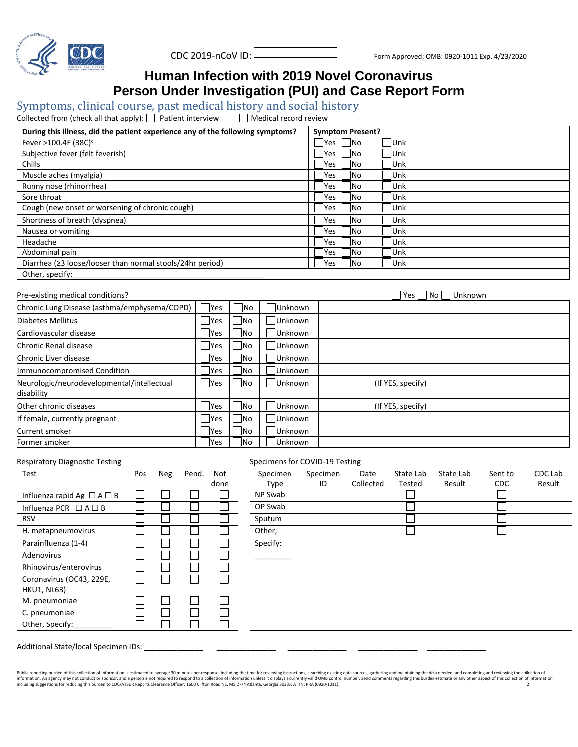CDC 2019-nCoV ID: ______________ Form Approved: OMB: 0920-1011 Exp. 4/23/2020

# Human Infection with 2019 Novel Coronavirus
# Person Under Investigation (PUI) and Case Report Form

## Symptoms, clinical course, past medical history and social history

Collected from (check all that apply): ☐ Patient interview ☐ Medical record review

| During this illness, did the patient experience any of the following symptoms? | Symptom Present? |
|---|---|
| Fever >100.4F (38C)[c] | ☐Yes ☐No ☐Unk |
| Subjective fever (felt feverish) | ☐Yes ☐No ☐Unk |
| Chills | ☐Yes ☐No ☐Unk |
| Muscle aches (myalgia) | ☐Yes ☐No ☐Unk |
| Runny nose (rhinorrhea) | ☐Yes ☐No ☐Unk |
| Sore throat | ☐Yes ☐No ☐Unk |
| Cough (new onset or worsening of chronic cough) | ☐Yes ☐No ☐Unk |
| Shortness of breath (dyspnea) | ☐Yes ☐No ☐Unk |
| Nausea or vomiting | ☐Yes ☐No ☐Unk |
| Headache | ☐Yes ☐No ☐Unk |
| Abdominal pain | ☐Yes ☐No ☐Unk |
| Diarrhea (≥3 loose/looser than normal stools/24hr period) | ☐Yes ☐No ☐Unk |
| Other, specify:_______________________________________________ | |

Pre-existing medical conditions? ☐ Yes ☐ No ☐ Unknown

| | | | | |
|---|---|---|---|---|
| Chronic Lung Disease (asthma/emphysema/COPD) | ☐Yes | ☐No | ☐Unknown | |
| Diabetes Mellitus | ☐Yes | ☐No | ☐Unknown | |
| Cardiovascular disease | ☐Yes | ☐No | ☐Unknown | |
| Chronic Renal disease | ☐Yes | ☐No | ☐Unknown | |
| Chronic Liver disease | ☐Yes | ☐No | ☐Unknown | |
| Immunocompromised Condition | ☐Yes | ☐No | ☐Unknown | |
| Neurologic/neurodevelopmental/intellectual disability | ☐Yes | ☐No | ☐Unknown | (If YES, specify) ______________________ |
| Other chronic diseases | ☐Yes | ☐No | ☐Unknown | (If YES, specify) ______________________ |
| If female, currently pregnant | ☐Yes | ☐No | ☐Unknown | |
| Current smoker | ☐Yes | ☐No | ☐Unknown | |
| Former smoker | ☐Yes | ☐No | ☐Unknown | |

Respiratory Diagnostic Testing

| Test | Pos | Neg | Pend. | Not done |
|---|---|---|---|---|
| Influenza rapid Ag ☐ A ☐ B | ☐ | ☐ | ☐ | ☐ |
| Influenza PCR ☐ A ☐ B | ☐ | ☐ | ☐ | ☐ |
| RSV | ☐ | ☐ | ☐ | ☐ |
| H. metapneumovirus | ☐ | ☐ | ☐ | ☐ |
| Parainfluenza (1-4) | ☐ | ☐ | ☐ | ☐ |
| Adenovirus | ☐ | ☐ | ☐ | ☐ |
| Rhinovirus/enterovirus | ☐ | ☐ | ☐ | ☐ |
| Coronavirus (OC43, 229E, HKU1, NL63) | ☐ | ☐ | ☐ | ☐ |
| M. pneumoniae | ☐ | ☐ | ☐ | ☐ |
| C. pneumoniae | ☐ | ☐ | ☐ | ☐ |
| Other, Specify:_________ | ☐ | ☐ | ☐ | ☐ |

Specimens for COVID-19 Testing

| Specimen Type | Specimen ID | Date Collected | State Lab Tested | State Lab Result | Sent to CDC | CDC Lab Result |
|---|---|---|---|---|---|---|
| NP Swab | | | ☐ | | ☐ | |
| OP Swab | | | ☐ | | ☐ | |
| Sputum | | | ☐ | | ☐ | |
| Other, Specify: _________ | | | ☐ | | ☐ | |

Additional State/local Specimen IDs: ______________ ______________ ______________ ______________ ______________

Public reporting burden of this collection of information is estimated to average 30 minutes per response, including the time for reviewing instructions, searching existing data sources, gathering and maintaining the data needed, and completing and reviewing the collection of information. An agency may not conduct or sponsor, and a person is not required to respond to a collection of information unless it displays a currently valid OMB control number. Send comments regarding this burden estimate or any other aspect of this collection of information including suggestions for reducing this burden to CDC/ATSDR Reports Clearance Officer; 1600 Clifton Road NE, MS D-74 Atlanta, Georgia 30333; ATTN: PRA (0920-1011).